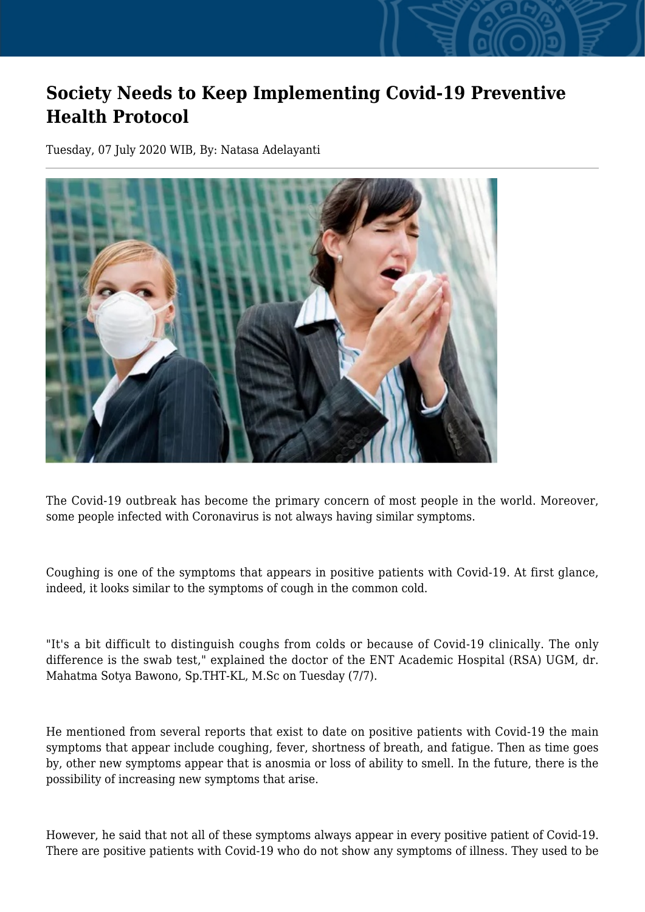# Society Needs to Keep Implementing Covid-19 Preventive Health Protocol

Tuesday, 07 July 2020 WIB, By: Natasa Adelayanti

The Covid-19 outbreak has become the primary concern of most people in the world. Moreover, some people infected with Coronavirus is not always having similar symptoms.

Coughing is one of the symptoms that appears in positive patients with Covid-19. At first glance, indeed, it looks similar to the symptoms of cough in the common cold.

"It's a bit difficult to distinguish coughs from colds or because of Covid-19 clinically. The only difference is the swab test," explained the doctor of the ENT Academic Hospital (RSA) UGM, dr. Mahatma Sotya Bawono, Sp.THT-KL, M.Sc on Tuesday (7/7).

He mentioned from several reports that exist to date on positive patients with Covid-19 the main symptoms that appear include coughing, fever, shortness of breath, and fatigue. Then as time goes by, other new symptoms appear that is anosmia or loss of ability to smell. In the future, there is the possibility of increasing new symptoms that arise.

However, he said that not all of these symptoms always appear in every positive patient of Covid-19. There are positive patients with Covid-19 who do not show any symptoms of illness. They used to be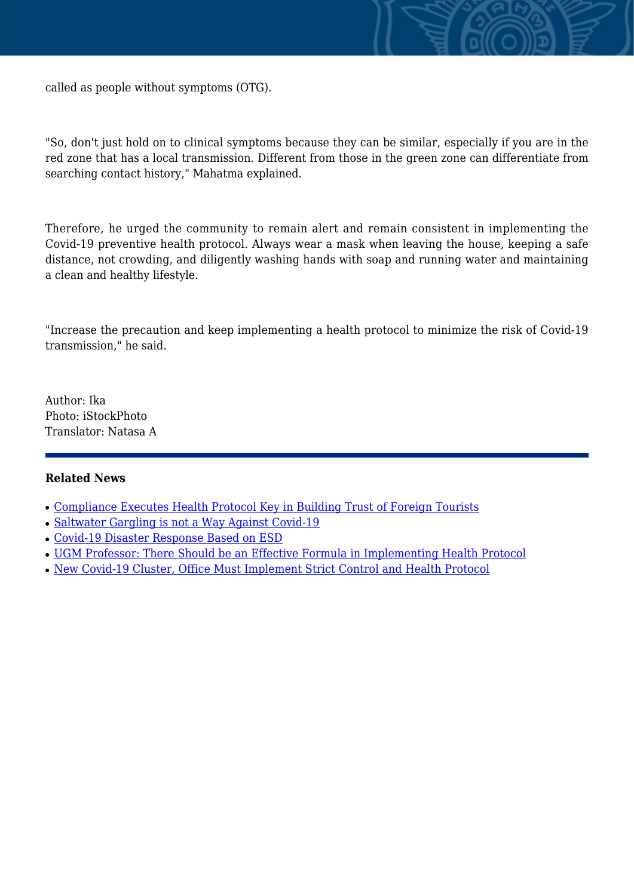called as people without symptoms (OTG).

"So, don't just hold on to clinical symptoms because they can be similar, especially if you are in the red zone that has a local transmission. Different from those in the green zone can differentiate from searching contact history," Mahatma explained.

Therefore, he urged the community to remain alert and remain consistent in implementing the Covid-19 preventive health protocol. Always wear a mask when leaving the house, keeping a safe distance, not crowding, and diligently washing hands with soap and running water and maintaining a clean and healthy lifestyle.

"Increase the precaution and keep implementing a health protocol to minimize the risk of Covid-19 transmission," he said.

Author: Ika
Photo: iStockPhoto
Translator: Natasa A

---

**Related News**

- Compliance Executes Health Protocol Key in Building Trust of Foreign Tourists
- Saltwater Gargling is not a Way Against Covid-19
- Covid-19 Disaster Response Based on ESD
- UGM Professor: There Should be an Effective Formula in Implementing Health Protocol
- New Covid-19 Cluster, Office Must Implement Strict Control and Health Protocol